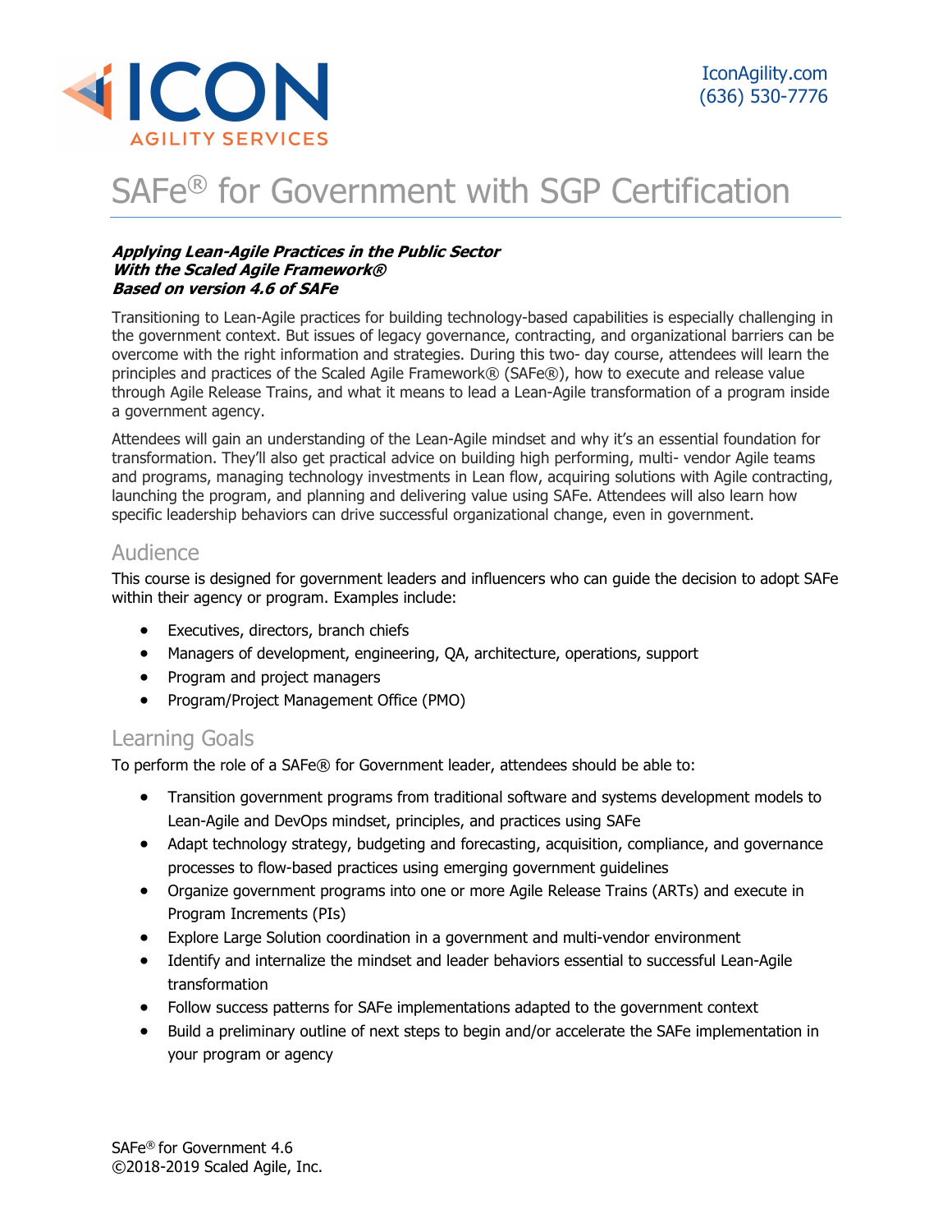ICON AGILITY SERVICES

IconAgility.com
(636) 530-7776

# SAFe® for Government with SGP Certification

***Applying Lean-Agile Practices in the Public Sector***
***With the Scaled Agile Framework®***
***Based on version 4.6 of SAFe***

Transitioning to Lean-Agile practices for building technology-based capabilities is especially challenging in the government context. But issues of legacy governance, contracting, and organizational barriers can be overcome with the right information and strategies. During this two- day course, attendees will learn the principles and practices of the Scaled Agile Framework® (SAFe®), how to execute and release value through Agile Release Trains, and what it means to lead a Lean-Agile transformation of a program inside a government agency.

Attendees will gain an understanding of the Lean-Agile mindset and why it's an essential foundation for transformation. They'll also get practical advice on building high performing, multi- vendor Agile teams and programs, managing technology investments in Lean flow, acquiring solutions with Agile contracting, launching the program, and planning and delivering value using SAFe. Attendees will also learn how specific leadership behaviors can drive successful organizational change, even in government.

## Audience

This course is designed for government leaders and influencers who can guide the decision to adopt SAFe within their agency or program. Examples include:

- Executives, directors, branch chiefs
- Managers of development, engineering, QA, architecture, operations, support
- Program and project managers
- Program/Project Management Office (PMO)

## Learning Goals

To perform the role of a SAFe® for Government leader, attendees should be able to:

- Transition government programs from traditional software and systems development models to Lean-Agile and DevOps mindset, principles, and practices using SAFe
- Adapt technology strategy, budgeting and forecasting, acquisition, compliance, and governance processes to flow-based practices using emerging government guidelines
- Organize government programs into one or more Agile Release Trains (ARTs) and execute in Program Increments (PIs)
- Explore Large Solution coordination in a government and multi-vendor environment
- Identify and internalize the mindset and leader behaviors essential to successful Lean-Agile transformation
- Follow success patterns for SAFe implementations adapted to the government context
- Build a preliminary outline of next steps to begin and/or accelerate the SAFe implementation in your program or agency

SAFe® for Government 4.6
©2018-2019 Scaled Agile, Inc.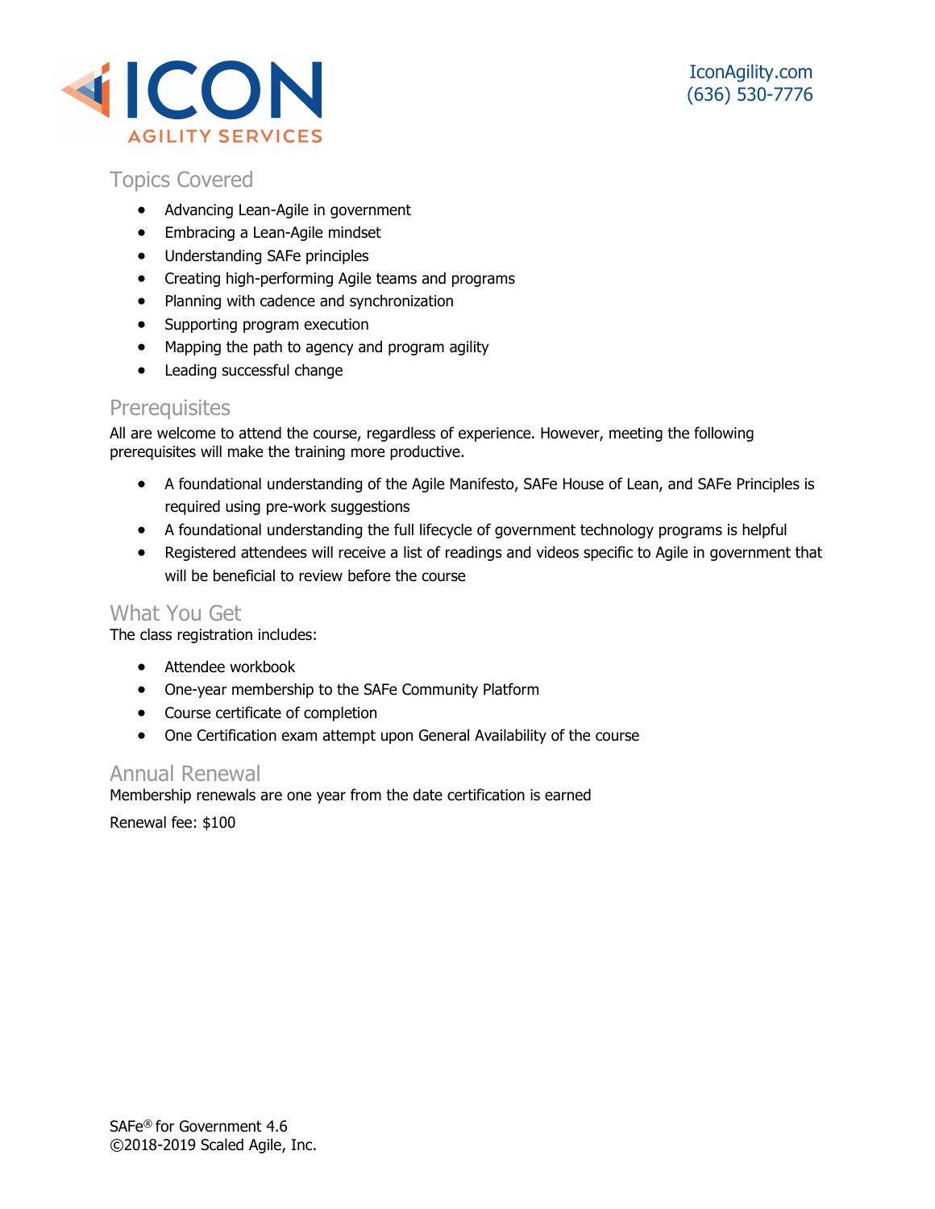## Topics Covered

- Advancing Lean-Agile in government
- Embracing a Lean-Agile mindset
- Understanding SAFe principles
- Creating high-performing Agile teams and programs
- Planning with cadence and synchronization
- Supporting program execution
- Mapping the path to agency and program agility
- Leading successful change

## Prerequisites

All are welcome to attend the course, regardless of experience. However, meeting the following prerequisites will make the training more productive.

- A foundational understanding of the Agile Manifesto, SAFe House of Lean, and SAFe Principles is required using pre-work suggestions
- A foundational understanding the full lifecycle of government technology programs is helpful
- Registered attendees will receive a list of readings and videos specific to Agile in government that will be beneficial to review before the course

## What You Get

The class registration includes:

- Attendee workbook
- One-year membership to the SAFe Community Platform
- Course certificate of completion
- One Certification exam attempt upon General Availability of the course

## Annual Renewal

Membership renewals are one year from the date certification is earned

Renewal fee: $100

SAFe® for Government 4.6
©2018-2019 Scaled Agile, Inc.